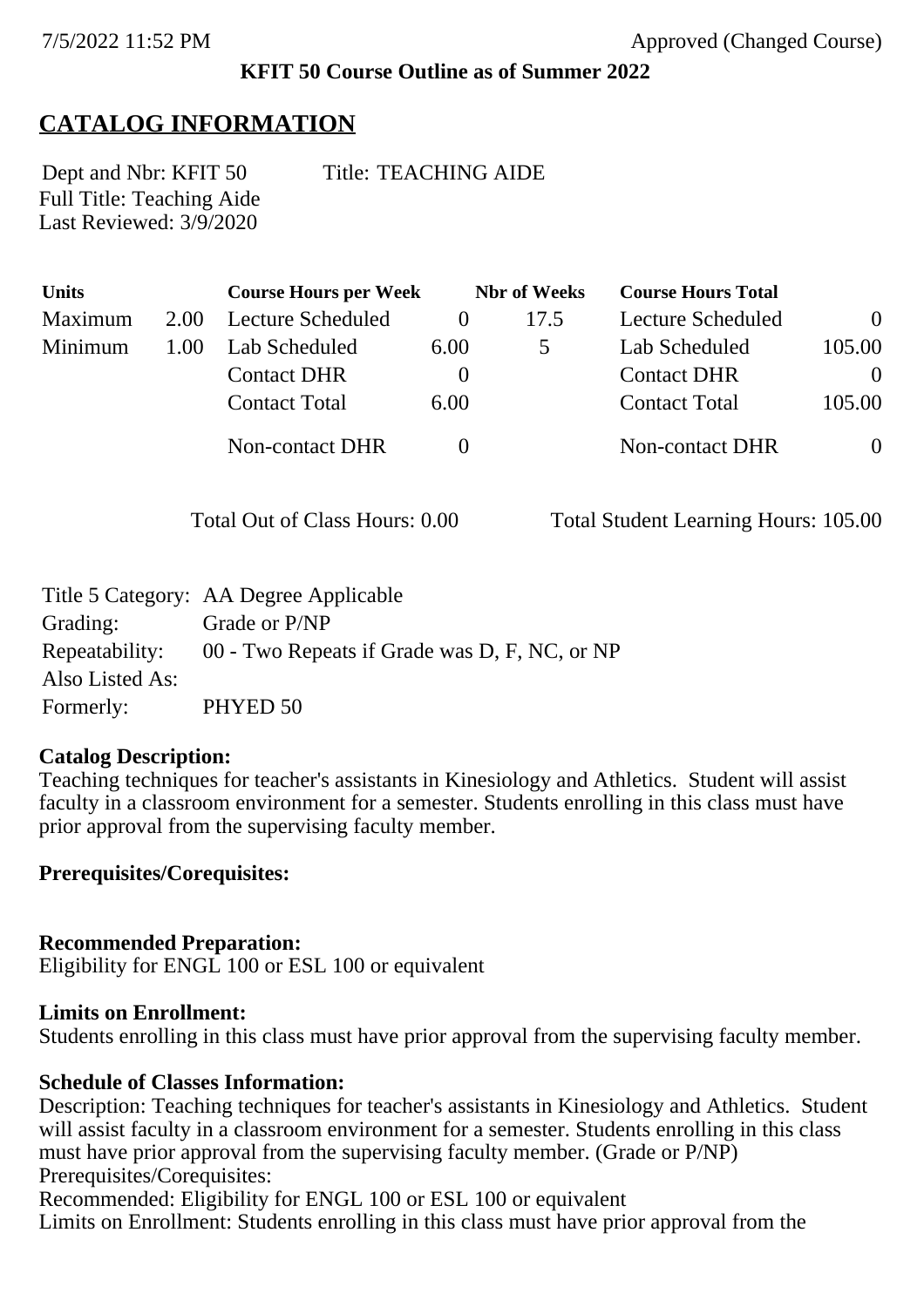7/5/2022 11:52 PM Approved (Changed Course)

**KFIT 50 Course Outline as of Summer 2022**

## CATALOG INFORMATION

Dept and Nbr: KFIT 50 Title: TEACHING AIDE
Full Title: Teaching Aide
Last Reviewed: 3/9/2020

| Units | | Course Hours per Week | | Nbr of Weeks | Course Hours Total | |
|---|---|---|---|---|---|---|
| Maximum | 2.00 | Lecture Scheduled | 0 | 17.5 | Lecture Scheduled | 0 |
| Minimum | 1.00 | Lab Scheduled | 6.00 | 5 | Lab Scheduled | 105.00 |
| | | Contact DHR | 0 | | Contact DHR | 0 |
| | | Contact Total | 6.00 | | Contact Total | 105.00 |
| | | Non-contact DHR | 0 | | Non-contact DHR | 0 |

Total Out of Class Hours: 0.00 Total Student Learning Hours: 105.00

| | |
|---|---|
| Title 5 Category: | AA Degree Applicable |
| Grading: | Grade or P/NP |
| Repeatability: | 00 - Two Repeats if Grade was D, F, NC, or NP |
| Also Listed As: | |
| Formerly: | PHYED 50 |

**Catalog Description:**
Teaching techniques for teacher's assistants in Kinesiology and Athletics. Student will assist faculty in a classroom environment for a semester. Students enrolling in this class must have prior approval from the supervising faculty member.

**Prerequisites/Corequisites:**

**Recommended Preparation:**
Eligibility for ENGL 100 or ESL 100 or equivalent

**Limits on Enrollment:**
Students enrolling in this class must have prior approval from the supervising faculty member.

**Schedule of Classes Information:**
Description: Teaching techniques for teacher's assistants in Kinesiology and Athletics. Student will assist faculty in a classroom environment for a semester. Students enrolling in this class must have prior approval from the supervising faculty member. (Grade or P/NP)
Prerequisites/Corequisites:
Recommended: Eligibility for ENGL 100 or ESL 100 or equivalent
Limits on Enrollment: Students enrolling in this class must have prior approval from the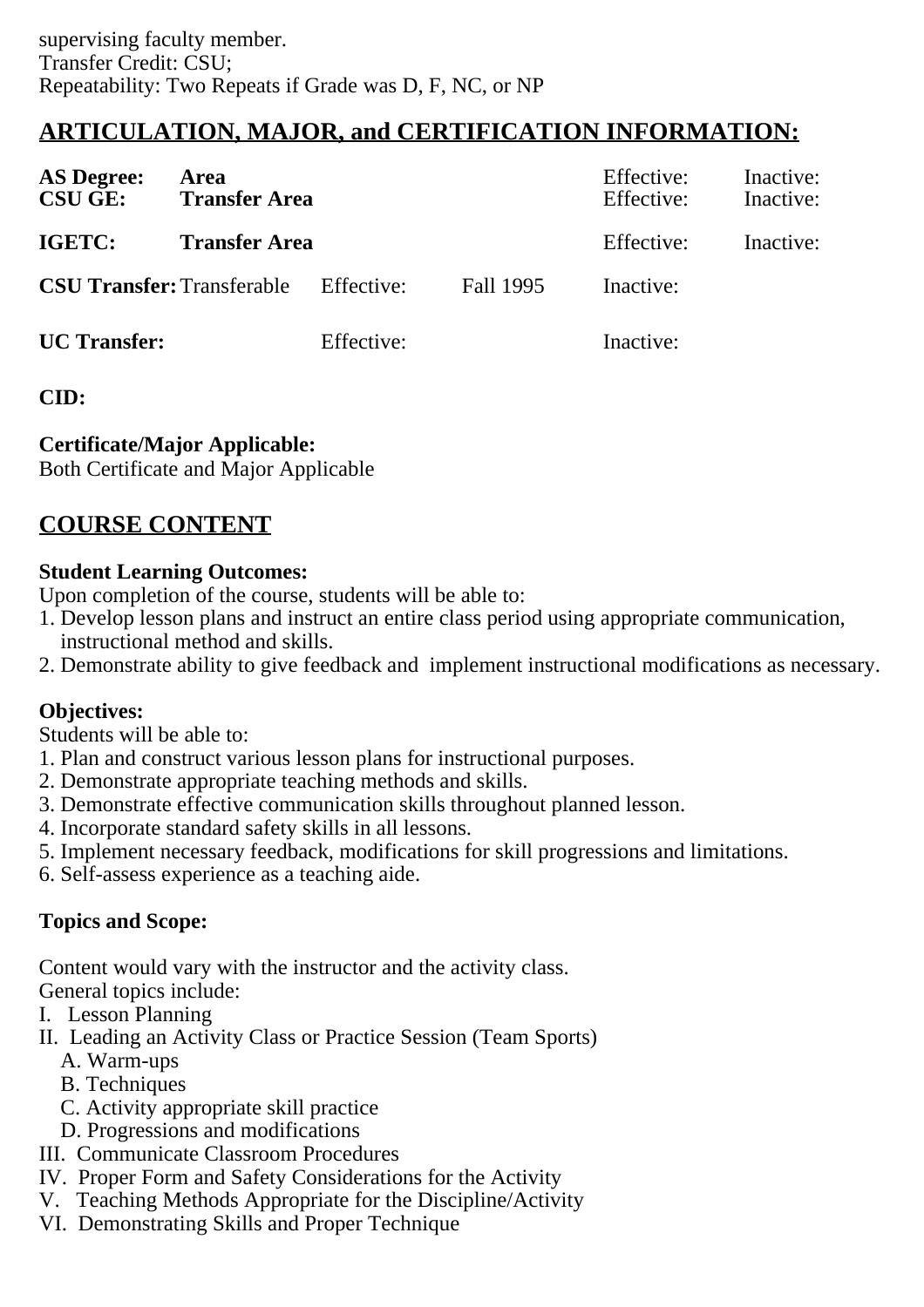supervising faculty member.
Transfer Credit: CSU;
Repeatability: Two Repeats if Grade was D, F, NC, or NP

## ARTICULATION, MAJOR, and CERTIFICATION INFORMATION:

| | | | | | |
|---|---|---|---|---|---|
| **AS Degree:** | **Area** | | | Effective: | Inactive: |
| **CSU GE:** | **Transfer Area** | | | Effective: | Inactive: |
| **IGETC:** | **Transfer Area** | | | Effective: | Inactive: |
| **CSU Transfer:** | Transferable | Effective: | Fall 1995 | Inactive: | |
| **UC Transfer:** | | Effective: | | Inactive: | |

**CID:**

**Certificate/Major Applicable:**
Both Certificate and Major Applicable

## COURSE CONTENT

**Student Learning Outcomes:**
Upon completion of the course, students will be able to:
1. Develop lesson plans and instruct an entire class period using appropriate communication, instructional method and skills.
2. Demonstrate ability to give feedback and implement instructional modifications as necessary.

**Objectives:**
Students will be able to:
1. Plan and construct various lesson plans for instructional purposes.
2. Demonstrate appropriate teaching methods and skills.
3. Demonstrate effective communication skills throughout planned lesson.
4. Incorporate standard safety skills in all lessons.
5. Implement necessary feedback, modifications for skill progressions and limitations.
6. Self-assess experience as a teaching aide.

**Topics and Scope:**

Content would vary with the instructor and the activity class.
General topics include:
I. Lesson Planning
II. Leading an Activity Class or Practice Session (Team Sports)
   A. Warm-ups
   B. Techniques
   C. Activity appropriate skill practice
   D. Progressions and modifications
III. Communicate Classroom Procedures
IV. Proper Form and Safety Considerations for the Activity
V. Teaching Methods Appropriate for the Discipline/Activity
VI. Demonstrating Skills and Proper Technique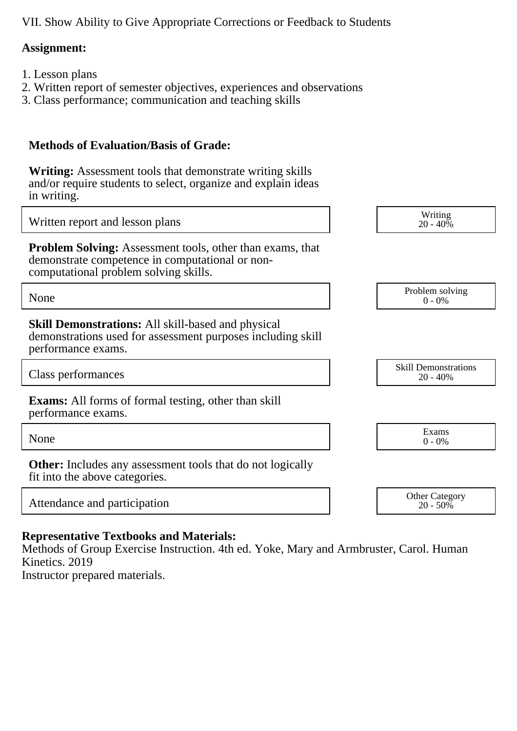VII. Show Ability to Give Appropriate Corrections or Feedback to Students

**Assignment:**

1. Lesson plans
2. Written report of semester objectives, experiences and observations
3. Class performance; communication and teaching skills

**Methods of Evaluation/Basis of Grade:**

**Writing:** Assessment tools that demonstrate writing skills and/or require students to select, organize and explain ideas in writing.

| | |
|---|---|
| Written report and lesson plans | Writing 20 - 40% |

**Problem Solving:** Assessment tools, other than exams, that demonstrate competence in computational or non-computational problem solving skills.

| | |
|---|---|
| None | Problem solving 0 - 0% |

**Skill Demonstrations:** All skill-based and physical demonstrations used for assessment purposes including skill performance exams.

| | |
|---|---|
| Class performances | Skill Demonstrations 20 - 40% |

**Exams:** All forms of formal testing, other than skill performance exams.

| | |
|---|---|
| None | Exams 0 - 0% |

**Other:** Includes any assessment tools that do not logically fit into the above categories.

| | |
|---|---|
| Attendance and participation | Other Category 20 - 50% |

**Representative Textbooks and Materials:**
Methods of Group Exercise Instruction. 4th ed. Yoke, Mary and Armbruster, Carol. Human Kinetics. 2019
Instructor prepared materials.